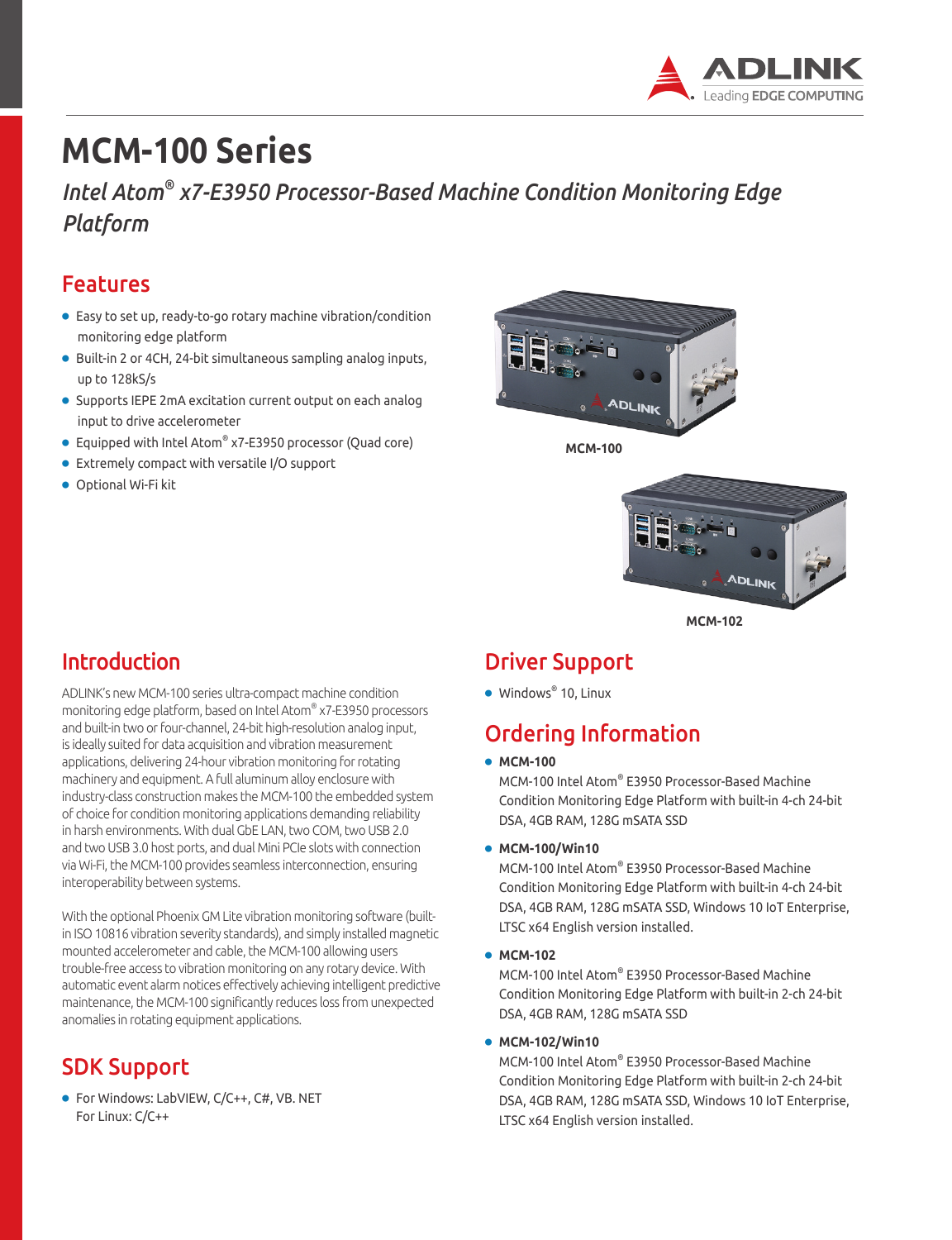# MCM-100 Series

*Intel Atom® x7-E3950 Processor-Based Machine Condition Monitoring Edge Platform*

## Features

- Easy to set up, ready-to-go rotary machine vibration/condition monitoring edge platform
- Built-in 2 or 4CH, 24-bit simultaneous sampling analog inputs, up to 128kS/s
- Supports IEPE 2mA excitation current output on each analog input to drive accelerometer
- Equipped with Intel Atom® x7-E3950 processor (Quad core)
- Extremely compact with versatile I/O support
- Optional Wi-Fi kit

**MCM-100**

**MCM-102**

## Introduction

ADLINK's new MCM-100 series ultra-compact machine condition monitoring edge platform, based on Intel Atom® x7-E3950 processors and built-in two or four-channel, 24-bit high-resolution analog input, is ideally suited for data acquisition and vibration measurement applications, delivering 24-hour vibration monitoring for rotating machinery and equipment. A full aluminum alloy enclosure with industry-class construction makes the MCM-100 the embedded system of choice for condition monitoring applications demanding reliability in harsh environments. With dual GbE LAN, two COM, two USB 2.0 and two USB 3.0 host ports, and dual Mini PCIe slots with connection via Wi-Fi, the MCM-100 provides seamless interconnection, ensuring interoperability between systems.

With the optional Phoenix GM Lite vibration monitoring software (built-in ISO 10816 vibration severity standards), and simply installed magnetic mounted accelerometer and cable, the MCM-100 allowing users trouble-free access to vibration monitoring on any rotary device. With automatic event alarm notices effectively achieving intelligent predictive maintenance, the MCM-100 significantly reduces loss from unexpected anomalies in rotating equipment applications.

## SDK Support

- For Windows: LabVIEW, C/C++, C#, VB. NET
  For Linux: C/C++

## Driver Support

- Windows® 10, Linux

## Ordering Information

- **MCM-100**
  MCM-100 Intel Atom® E3950 Processor-Based Machine Condition Monitoring Edge Platform with built-in 4-ch 24-bit DSA, 4GB RAM, 128G mSATA SSD
- **MCM-100/Win10**
  MCM-100 Intel Atom® E3950 Processor-Based Machine Condition Monitoring Edge Platform with built-in 4-ch 24-bit DSA, 4GB RAM, 128G mSATA SSD, Windows 10 IoT Enterprise, LTSC x64 English version installed.
- **MCM-102**
  MCM-100 Intel Atom® E3950 Processor-Based Machine Condition Monitoring Edge Platform with built-in 2-ch 24-bit DSA, 4GB RAM, 128G mSATA SSD
- **MCM-102/Win10**
  MCM-100 Intel Atom® E3950 Processor-Based Machine Condition Monitoring Edge Platform with built-in 2-ch 24-bit DSA, 4GB RAM, 128G mSATA SSD, Windows 10 IoT Enterprise, LTSC x64 English version installed.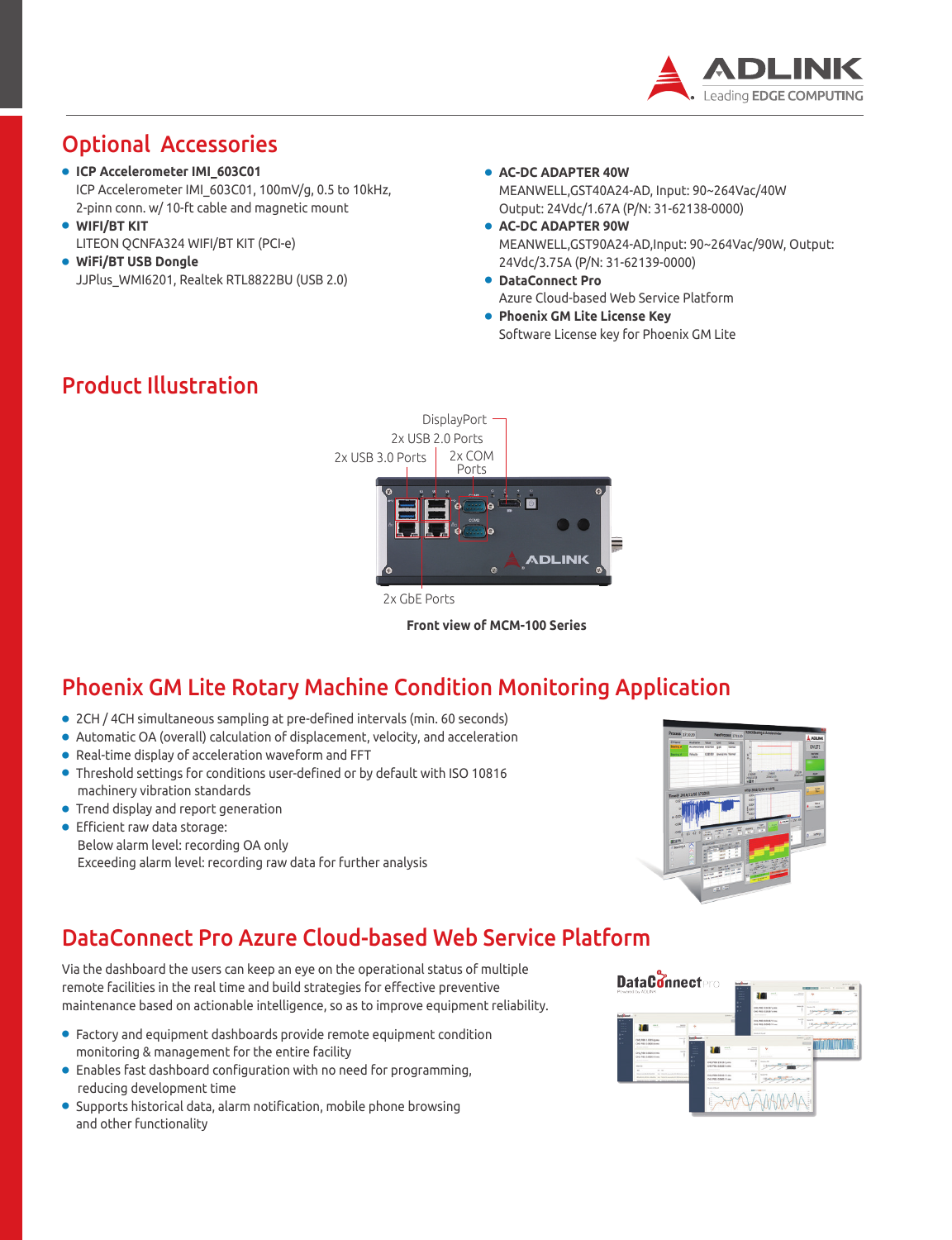## Optional Accessories

- **ICP Accelerometer IMI_603C01**
  ICP Accelerometer IMI_603C01, 100mV/g, 0.5 to 10kHz, 2-pinn conn. w/ 10-ft cable and magnetic mount
- **WIFI/BT KIT**
  LITEON QCNFA324 WIFI/BT KIT (PCI-e)
- **WiFi/BT USB Dongle**
  JJPlus_WMI6201, Realtek RTL8822BU (USB 2.0)
- **AC-DC ADAPTER 40W**
  MEANWELL,GST40A24-AD, Input: 90~264Vac/40W Output: 24Vdc/1.67A (P/N: 31-62138-0000)
- **AC-DC ADAPTER 90W**
  MEANWELL,GST90A24-AD,Input: 90~264Vac/90W, Output: 24Vdc/3.75A (P/N: 31-62139-0000)
- **DataConnect Pro**
  Azure Cloud-based Web Service Platform
- **Phoenix GM Lite License Key**
  Software License key for Phoenix GM Lite

## Product Illustration

DisplayPort

2x USB 2.0 Ports

2x USB 3.0 Ports

2x COM Ports

2x GbE Ports

**Front view of MCM-100 Series**

## Phoenix GM Lite Rotary Machine Condition Monitoring Application

- 2CH / 4CH simultaneous sampling at pre-defined intervals (min. 60 seconds)
- Automatic OA (overall) calculation of displacement, velocity, and acceleration
- Real-time display of acceleration waveform and FFT
- Threshold settings for conditions user-defined or by default with ISO 10816 machinery vibration standards
- Trend display and report generation
- Efficient raw data storage:
  Below alarm level: recording OA only
  Exceeding alarm level: recording raw data for further analysis

## DataConnect Pro Azure Cloud-based Web Service Platform

Via the dashboard the users can keep an eye on the operational status of multiple remote facilities in the real time and build strategies for effective preventive maintenance based on actionable intelligence, so as to improve equipment reliability.

- Factory and equipment dashboards provide remote equipment condition monitoring & management for the entire facility
- Enables fast dashboard configuration with no need for programming, reducing development time
- Supports historical data, alarm notification, mobile phone browsing and other functionality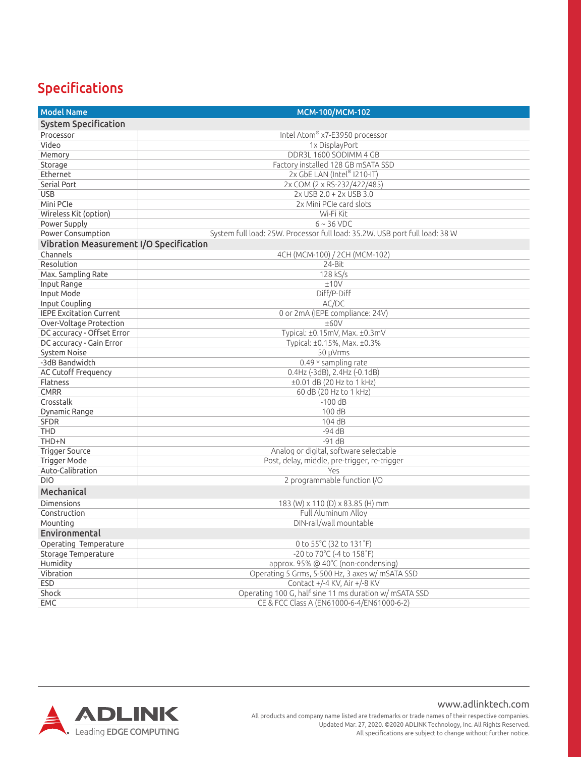## Specifications

| Model Name | MCM-100/MCM-102 |
|---|---|
| **System Specification** | |
| Processor | Intel Atom® x7-E3950 processor |
| Video | 1x DisplayPort |
| Memory | DDR3L 1600 SODIMM 4 GB |
| Storage | Factory installed 128 GB mSATA SSD |
| Ethernet | 2x GbE LAN (Intel® I210-IT) |
| Serial Port | 2x COM (2 x RS-232/422/485) |
| USB | 2x USB 2.0 + 2x USB 3.0 |
| Mini PCIe | 2x Mini PCIe card slots |
| Wireless Kit (option) | Wi-Fi Kit |
| Power Supply | 6 ~ 36 VDC |
| Power Consumption | System full load: 25W. Processor full load: 35.2W. USB port full load: 38 W |
| **Vibration Measurement I/O Specification** | |
| Channels | 4CH (MCM-100) / 2CH (MCM-102) |
| Resolution | 24-Bit |
| Max. Sampling Rate | 128 kS/s |
| Input Range | ±10V |
| Input Mode | Diff/P-Diff |
| Input Coupling | AC/DC |
| IEPE Excitation Current | 0 or 2mA (IEPE compliance: 24V) |
| Over-Voltage Protection | ±60V |
| DC accuracy - Offset Error | Typical: ±0.15mV, Max. ±0.3mV |
| DC accuracy - Gain Error | Typical: ±0.15%, Max. ±0.3% |
| System Noise | 50 μVrms |
| -3dB Bandwidth | 0.49 * sampling rate |
| AC Cutoff Frequency | 0.4Hz (-3dB), 2.4Hz (-0.1dB) |
| Flatness | ±0.01 dB (20 Hz to 1 kHz) |
| CMRR | 60 dB (20 Hz to 1 kHz) |
| Crosstalk | -100 dB |
| Dynamic Range | 100 dB |
| SFDR | 104 dB |
| THD | -94 dB |
| THD+N | -91 dB |
| Trigger Source | Analog or digital, software selectable |
| Trigger Mode | Post, delay, middle, pre-trigger, re-trigger |
| Auto-Calibration | Yes |
| DIO | 2 programmable function I/O |
| **Mechanical** | |
| Dimensions | 183 (W) x 110 (D) x 83.85 (H) mm |
| Construction | Full Aluminum Alloy |
| Mounting | DIN-rail/wall mountable |
| **Environmental** | |
| Operating Temperature | 0 to 55°C (32 to 131°F) |
| Storage Temperature | -20 to 70°C (-4 to 158°F) |
| Humidity | approx. 95% @ 40°C (non-condensing) |
| Vibration | Operating 5 Grms, 5-500 Hz, 3 axes w/ mSATA SSD |
| ESD | Contact +/-4 KV, Air +/-8 KV |
| Shock | Operating 100 G, half sine 11 ms duration w/ mSATA SSD |
| EMC | CE & FCC Class A (EN61000-6-4/EN61000-6-2) |

ADLINK Leading EDGE COMPUTING

www.adlinktech.com

All products and company name listed are trademarks or trade names of their respective companies.
Updated Mar. 27, 2020. ©2020 ADLINK Technology, Inc. All Rights Reserved.
All specifications are subject to change without further notice.